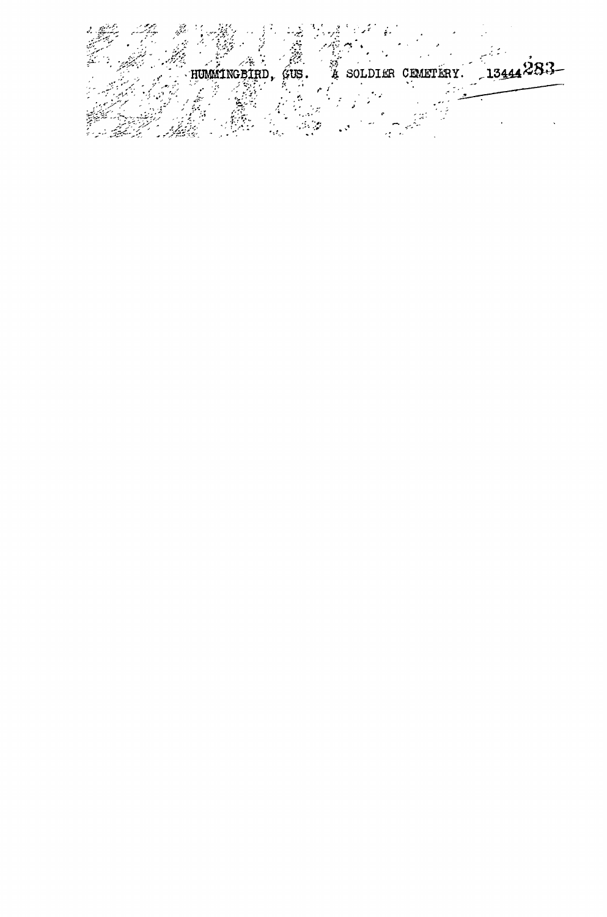HUMMINGBIRD, GUS. A SOLDIER CEMETERY. 13444 283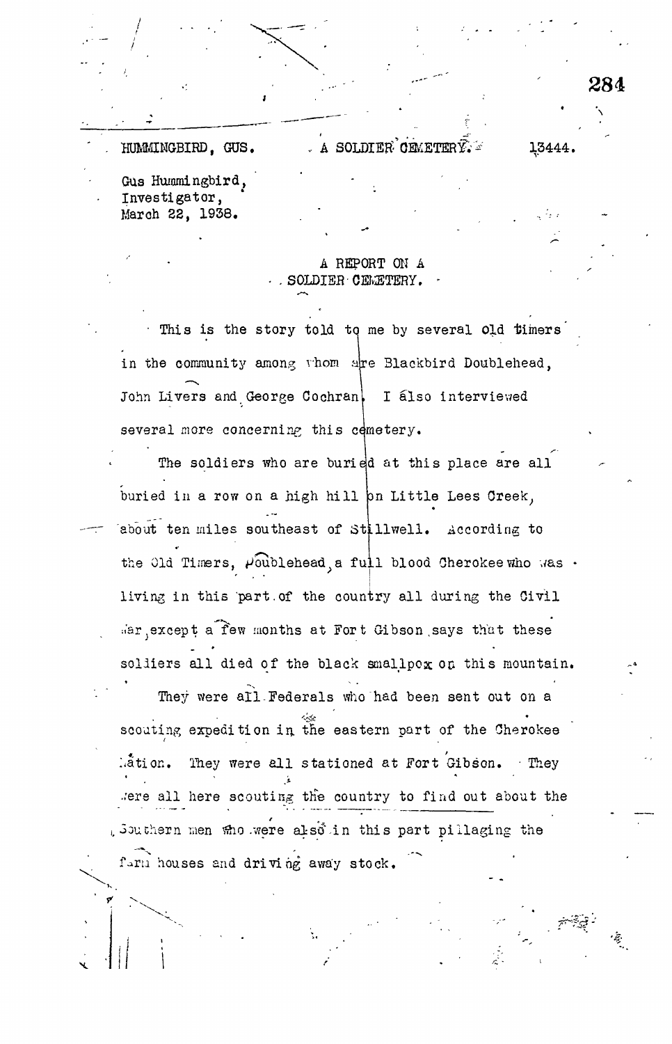HUMMINGBIRD, GUS. A SOLDIER CEMETERY. 13444.

Gus Hummingbird,
Investigator,
March 22, 1938.

A REPORT ON A
SOLDIER CEMETERY.

This is the story told to me by several old timers in the community among whom are Blackbird Doublehead, John Livers and George Cochran. I also interviewed several more concerning this cemetery.

The soldiers who are buried at this place are all buried in a row on a high hill on Little Lees Creek, about ten miles southeast of Stillwell. According to the Old Timers, Doublehead, a full blood Cherokee who was living in this part of the country all during the Civil War, except a few months at Fort Gibson, says that these soldiers all died of the black smallpox on this mountain.

They were all Federals who had been sent out on a scouting expedition in the eastern part of the Cherokee Nation. They were all stationed at Fort Gibson. They were all here scouting the country to find out about the Southern men who were also in this part pillaging the farm houses and driving away stock.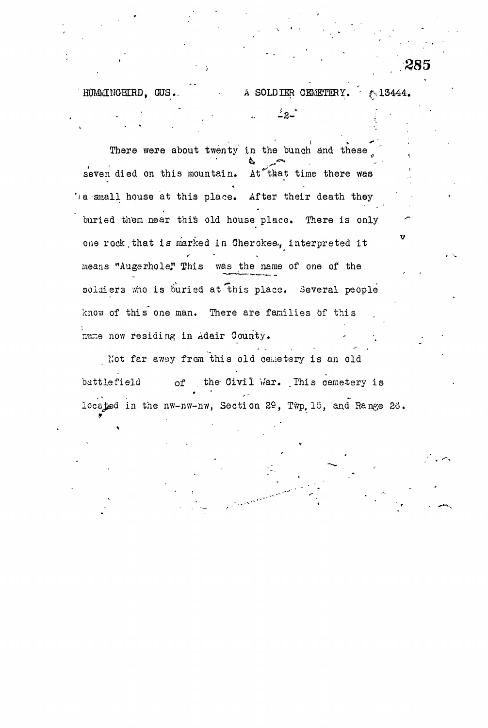There were about twenty in the bunch and these seven died on this mountain. At that time there was a small house at this place. After their death they buried them near this old house place. There is only one rock that is marked in Cherokee, interpreted it means "Augerhole." This was the name of one of the soldiers who is buried at this place. Several people know of this one man. There are families of this name now residing in Adair County.

Not far away from this old cemetery is an old battlefield of the Civil War. This cemetery is located in the nw-nw-nw, Section 29, Twp. 15, and Range 26.